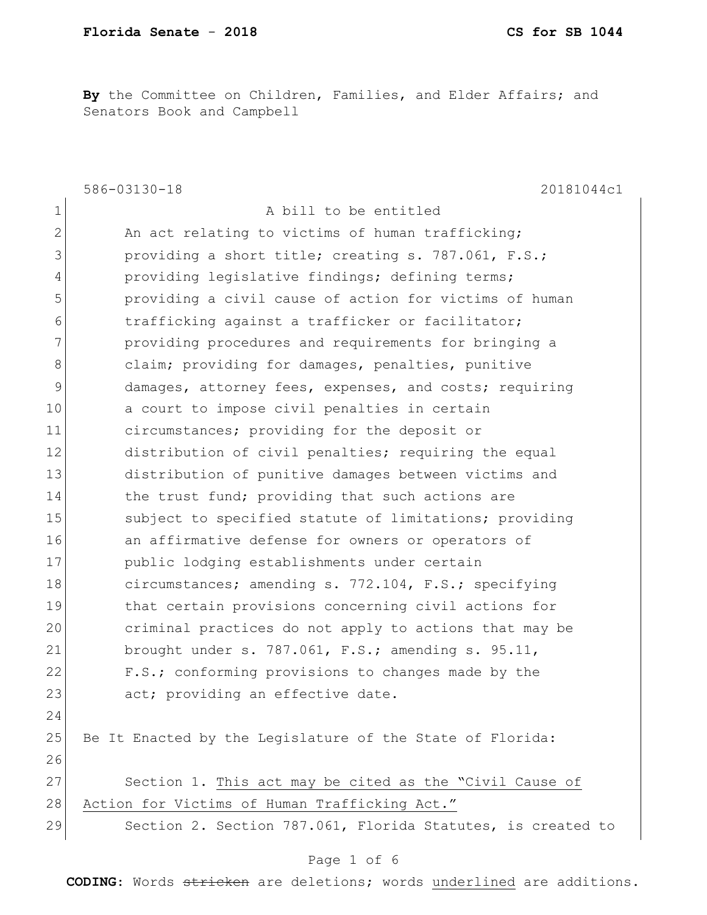**By** the Committee on Children, Families, and Elder Affairs; and Senators Book and Campbell

586-03130-18 20181044c1

A bill to be entitled

An act relating to victims of human trafficking; providing a short title; creating s. 787.061, F.S.; providing legislative findings; defining terms; providing a civil cause of action for victims of human trafficking against a trafficker or facilitator; providing procedures and requirements for bringing a claim; providing for damages, penalties, punitive damages, attorney fees, expenses, and costs; requiring a court to impose civil penalties in certain circumstances; providing for the deposit or distribution of civil penalties; requiring the equal distribution of punitive damages between victims and the trust fund; providing that such actions are subject to specified statute of limitations; providing an affirmative defense for owners or operators of public lodging establishments under certain circumstances; amending s. 772.104, F.S.; specifying that certain provisions concerning civil actions for criminal practices do not apply to actions that may be brought under s. 787.061, F.S.; amending s. 95.11, F.S.; conforming provisions to changes made by the act; providing an effective date.

Be It Enacted by the Legislature of the State of Florida:

Section 1. This act may be cited as the "Civil Cause of Action for Victims of Human Trafficking Act."

Section 2. Section 787.061, Florida Statutes, is created to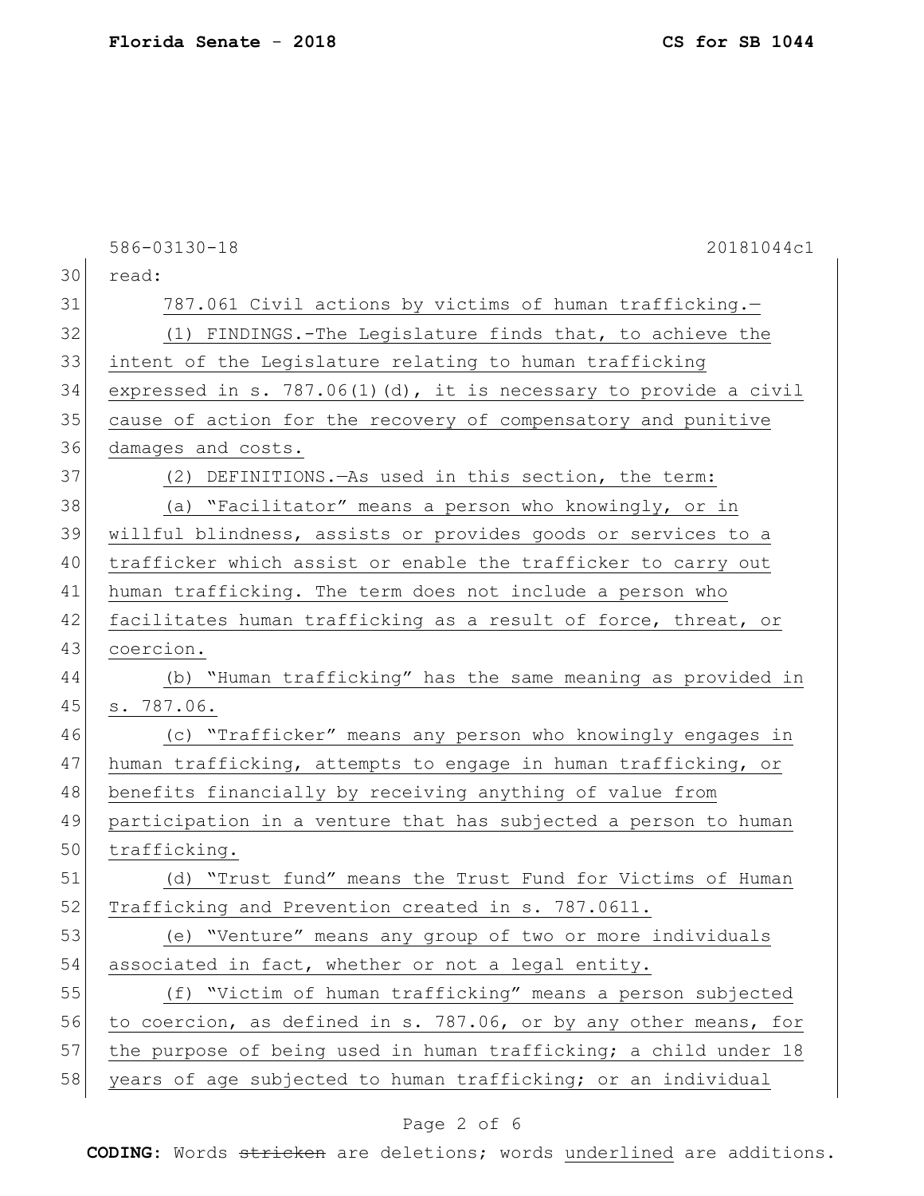586-03130-18 20181044c1

read:

787.061 Civil actions by victims of human trafficking.—

(1) FINDINGS.-The Legislature finds that, to achieve the intent of the Legislature relating to human trafficking expressed in s. 787.06(1)(d), it is necessary to provide a civil cause of action for the recovery of compensatory and punitive damages and costs.

(2) DEFINITIONS.—As used in this section, the term:

(a) "Facilitator" means a person who knowingly, or in willful blindness, assists or provides goods or services to a trafficker which assist or enable the trafficker to carry out human trafficking. The term does not include a person who facilitates human trafficking as a result of force, threat, or coercion.

(b) "Human trafficking" has the same meaning as provided in s. 787.06.

(c) "Trafficker" means any person who knowingly engages in human trafficking, attempts to engage in human trafficking, or benefits financially by receiving anything of value from participation in a venture that has subjected a person to human trafficking.

(d) "Trust fund" means the Trust Fund for Victims of Human Trafficking and Prevention created in s. 787.0611.

(e) "Venture" means any group of two or more individuals associated in fact, whether or not a legal entity.

(f) "Victim of human trafficking" means a person subjected to coercion, as defined in s. 787.06, or by any other means, for the purpose of being used in human trafficking; a child under 18 years of age subjected to human trafficking; or an individual

**CODING:** Words ~~stricken~~ are deletions; words underlined are additions.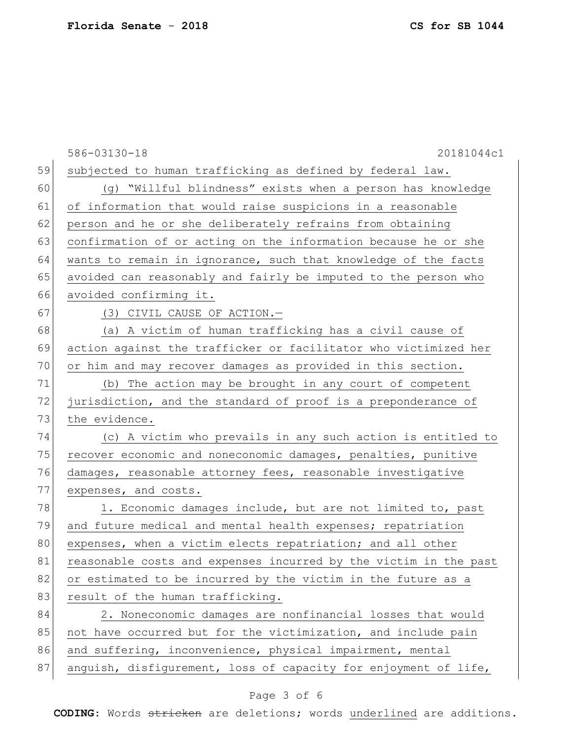subjected to human trafficking as defined by federal law.

(g) "Willful blindness" exists when a person has knowledge of information that would raise suspicions in a reasonable person and he or she deliberately refrains from obtaining confirmation of or acting on the information because he or she wants to remain in ignorance, such that knowledge of the facts avoided can reasonably and fairly be imputed to the person who avoided confirming it.

(3) CIVIL CAUSE OF ACTION.—

(a) A victim of human trafficking has a civil cause of action against the trafficker or facilitator who victimized her or him and may recover damages as provided in this section.

(b) The action may be brought in any court of competent jurisdiction, and the standard of proof is a preponderance of the evidence.

(c) A victim who prevails in any such action is entitled to recover economic and noneconomic damages, penalties, punitive damages, reasonable attorney fees, reasonable investigative expenses, and costs.

1. Economic damages include, but are not limited to, past and future medical and mental health expenses; repatriation expenses, when a victim elects repatriation; and all other reasonable costs and expenses incurred by the victim in the past or estimated to be incurred by the victim in the future as a result of the human trafficking.

2. Noneconomic damages are nonfinancial losses that would not have occurred but for the victimization, and include pain and suffering, inconvenience, physical impairment, mental anguish, disfigurement, loss of capacity for enjoyment of life,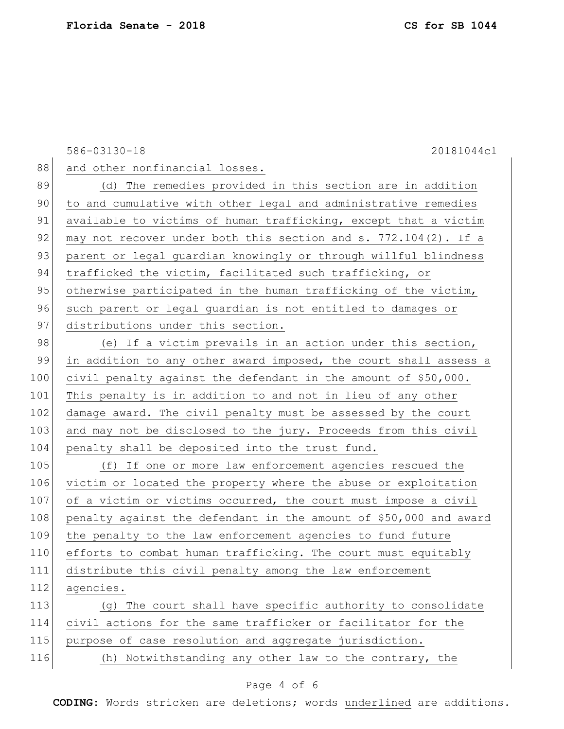and other nonfinancial losses.

(d) The remedies provided in this section are in addition to and cumulative with other legal and administrative remedies available to victims of human trafficking, except that a victim may not recover under both this section and s. 772.104(2). If a parent or legal guardian knowingly or through willful blindness trafficked the victim, facilitated such trafficking, or otherwise participated in the human trafficking of the victim, such parent or legal guardian is not entitled to damages or distributions under this section.

(e) If a victim prevails in an action under this section, in addition to any other award imposed, the court shall assess a civil penalty against the defendant in the amount of $50,000. This penalty is in addition to and not in lieu of any other damage award. The civil penalty must be assessed by the court and may not be disclosed to the jury. Proceeds from this civil penalty shall be deposited into the trust fund.

(f) If one or more law enforcement agencies rescued the victim or located the property where the abuse or exploitation of a victim or victims occurred, the court must impose a civil penalty against the defendant in the amount of $50,000 and award the penalty to the law enforcement agencies to fund future efforts to combat human trafficking. The court must equitably distribute this civil penalty among the law enforcement agencies.

(g) The court shall have specific authority to consolidate civil actions for the same trafficker or facilitator for the purpose of case resolution and aggregate jurisdiction.

(h) Notwithstanding any other law to the contrary, the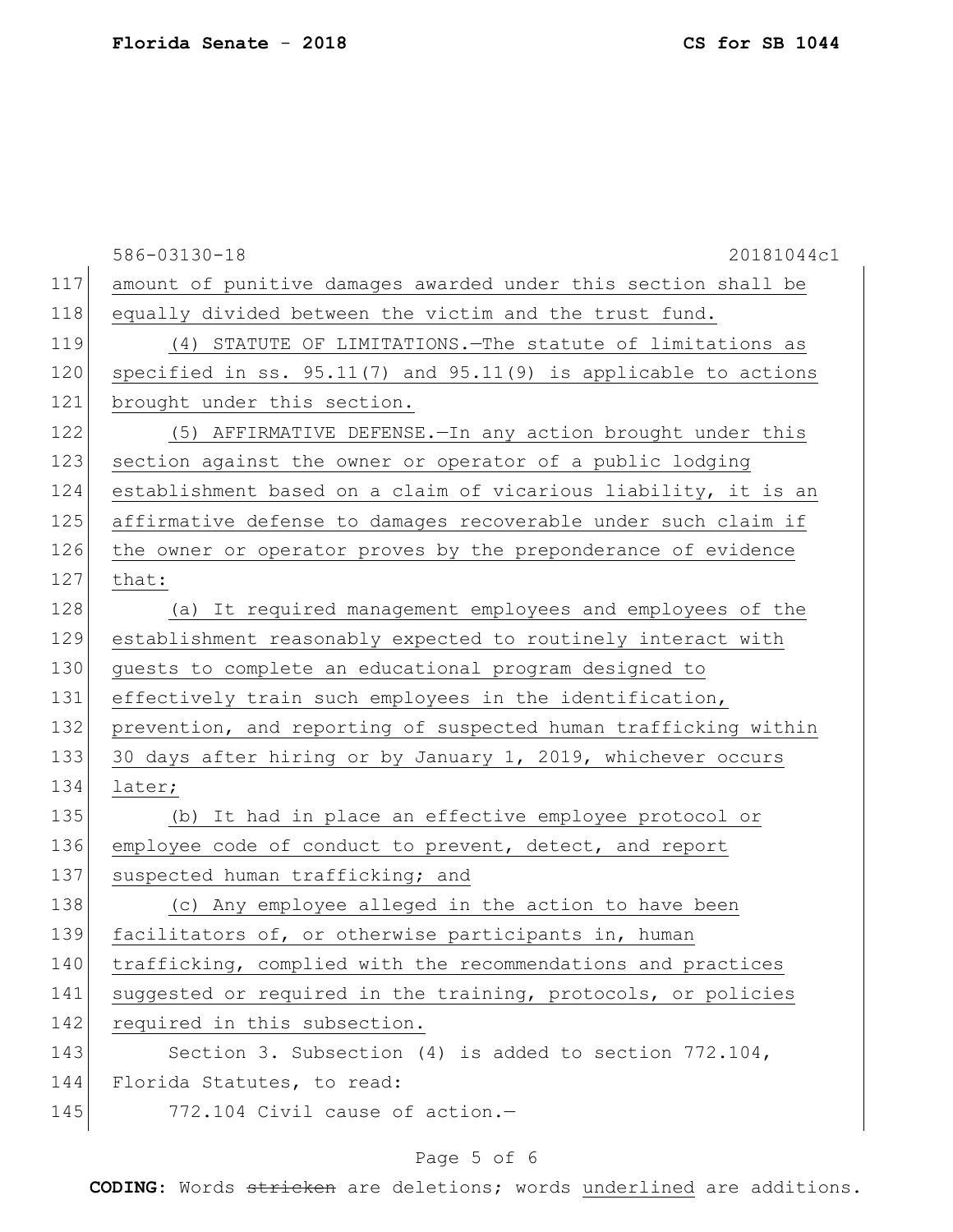amount of punitive damages awarded under this section shall be equally divided between the victim and the trust fund.

(4) STATUTE OF LIMITATIONS.—The statute of limitations as specified in ss. 95.11(7) and 95.11(9) is applicable to actions brought under this section.

(5) AFFIRMATIVE DEFENSE.—In any action brought under this section against the owner or operator of a public lodging establishment based on a claim of vicarious liability, it is an affirmative defense to damages recoverable under such claim if the owner or operator proves by the preponderance of evidence that:

(a) It required management employees and employees of the establishment reasonably expected to routinely interact with guests to complete an educational program designed to effectively train such employees in the identification, prevention, and reporting of suspected human trafficking within 30 days after hiring or by January 1, 2019, whichever occurs later;

(b) It had in place an effective employee protocol or employee code of conduct to prevent, detect, and report suspected human trafficking; and

(c) Any employee alleged in the action to have been facilitators of, or otherwise participants in, human trafficking, complied with the recommendations and practices suggested or required in the training, protocols, or policies required in this subsection.

Section 3. Subsection (4) is added to section 772.104, Florida Statutes, to read:

772.104 Civil cause of action.—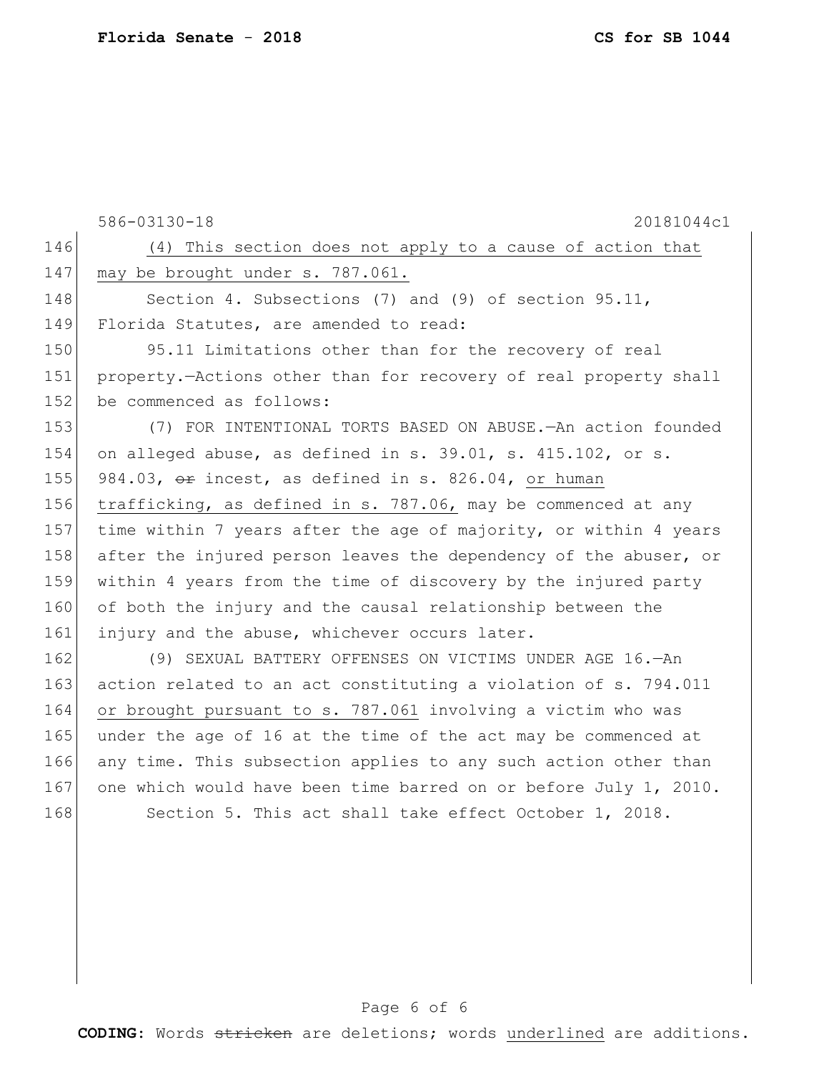(4) This section does not apply to a cause of action that may be brought under s. 787.061.

Section 4. Subsections (7) and (9) of section 95.11, Florida Statutes, are amended to read:

95.11 Limitations other than for the recovery of real property.—Actions other than for recovery of real property shall be commenced as follows:

(7) FOR INTENTIONAL TORTS BASED ON ABUSE.—An action founded on alleged abuse, as defined in s. 39.01, s. 415.102, or s. 984.03, ~~or~~ incest, as defined in s. 826.04, or human trafficking, as defined in s. 787.06, may be commenced at any time within 7 years after the age of majority, or within 4 years after the injured person leaves the dependency of the abuser, or within 4 years from the time of discovery by the injured party of both the injury and the causal relationship between the injury and the abuse, whichever occurs later.

(9) SEXUAL BATTERY OFFENSES ON VICTIMS UNDER AGE 16.—An action related to an act constituting a violation of s. 794.011 or brought pursuant to s. 787.061 involving a victim who was under the age of 16 at the time of the act may be commenced at any time. This subsection applies to any such action other than one which would have been time barred on or before July 1, 2010.

Section 5. This act shall take effect October 1, 2018.

**CODING:** Words ~~stricken~~ are deletions; words underlined are additions.